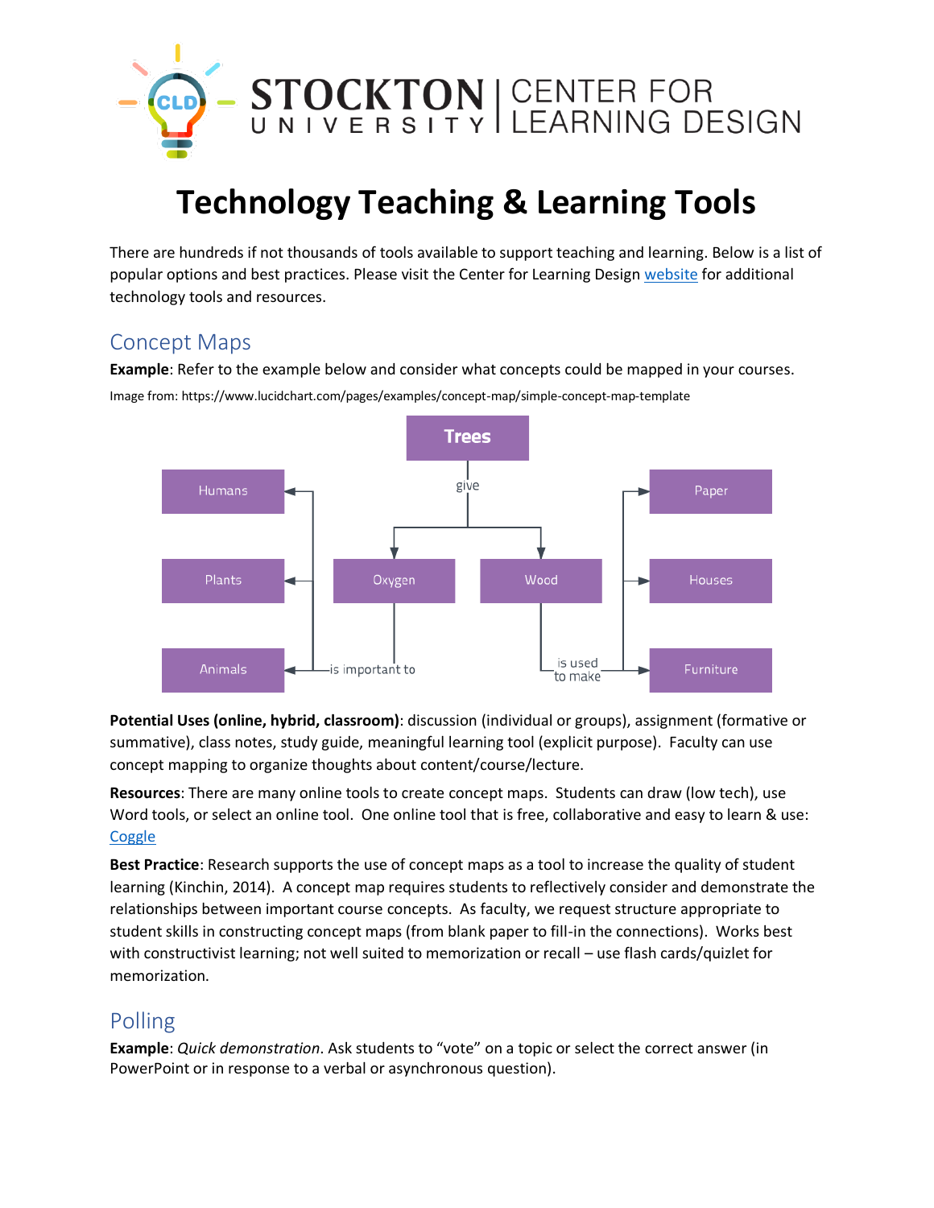# Technology Teaching & Learning Tools

There are hundreds if not thousands of tools available to support teaching and learning. Below is a list of popular options and best practices. Please visit the Center for Learning Design website for additional technology tools and resources.

## Concept Maps

**Example**: Refer to the example below and consider what concepts could be mapped in your courses.

Image from: https://www.lucidchart.com/pages/examples/concept-map/simple-concept-map-template

**Potential Uses (online, hybrid, classroom)**: discussion (individual or groups), assignment (formative or summative), class notes, study guide, meaningful learning tool (explicit purpose). Faculty can use concept mapping to organize thoughts about content/course/lecture.

**Resources**: There are many online tools to create concept maps. Students can draw (low tech), use Word tools, or select an online tool. One online tool that is free, collaborative and easy to learn & use: Coggle

**Best Practice**: Research supports the use of concept maps as a tool to increase the quality of student learning (Kinchin, 2014). A concept map requires students to reflectively consider and demonstrate the relationships between important course concepts. As faculty, we request structure appropriate to student skills in constructing concept maps (from blank paper to fill-in the connections). Works best with constructivist learning; not well suited to memorization or recall – use flash cards/quizlet for memorization.

## Polling

**Example**: *Quick demonstration*. Ask students to "vote" on a topic or select the correct answer (in PowerPoint or in response to a verbal or asynchronous question).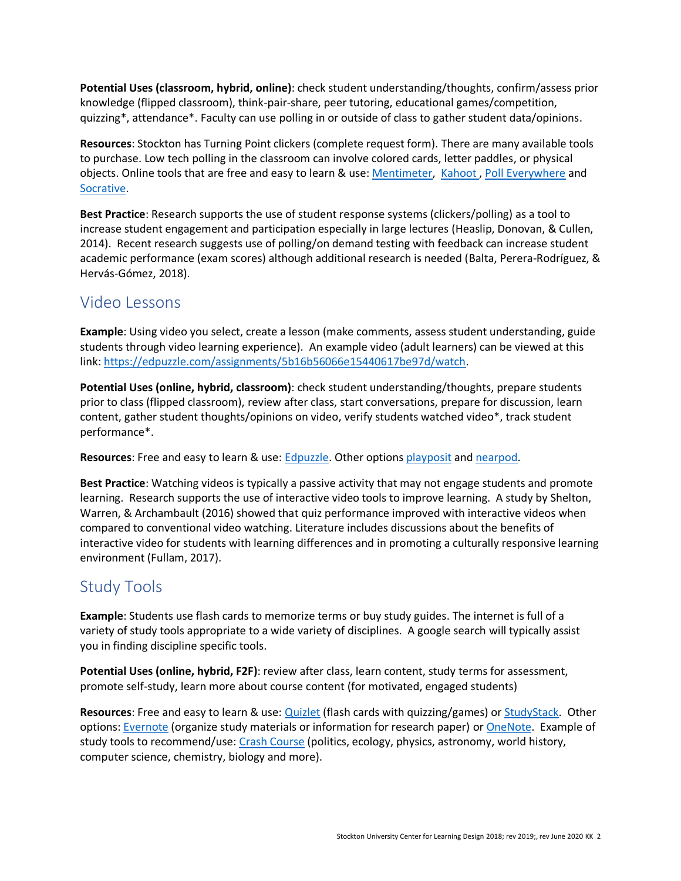**Potential Uses (classroom, hybrid, online)**: check student understanding/thoughts, confirm/assess prior knowledge (flipped classroom), think-pair-share, peer tutoring, educational games/competition, quizzing*, attendance*. Faculty can use polling in or outside of class to gather student data/opinions.

**Resources**: Stockton has Turning Point clickers (complete request form). There are many available tools to purchase. Low tech polling in the classroom can involve colored cards, letter paddles, or physical objects. Online tools that are free and easy to learn & use: [Mentimeter](), [Kahoot ](), [Poll Everywhere]() and [Socrative]().

**Best Practice**: Research supports the use of student response systems (clickers/polling) as a tool to increase student engagement and participation especially in large lectures (Heaslip, Donovan, & Cullen, 2014). Recent research suggests use of polling/on demand testing with feedback can increase student academic performance (exam scores) although additional research is needed (Balta, Perera-Rodríguez, & Hervás-Gómez, 2018).

## Video Lessons

**Example**: Using video you select, create a lesson (make comments, assess student understanding, guide students through video learning experience). An example video (adult learners) can be viewed at this link: [https://edpuzzle.com/assignments/5b16b56066e15440617be97d/watch](https://edpuzzle.com/assignments/5b16b56066e15440617be97d/watch).

**Potential Uses (online, hybrid, classroom)**: check student understanding/thoughts, prepare students prior to class (flipped classroom), review after class, start conversations, prepare for discussion, learn content, gather student thoughts/opinions on video, verify students watched video*, track student performance*.

**Resources**: Free and easy to learn & use: [Edpuzzle](). Other options [playposit]() and [nearpod]().

**Best Practice**: Watching videos is typically a passive activity that may not engage students and promote learning. Research supports the use of interactive video tools to improve learning. A study by Shelton, Warren, & Archambault (2016) showed that quiz performance improved with interactive videos when compared to conventional video watching. Literature includes discussions about the benefits of interactive video for students with learning differences and in promoting a culturally responsive learning environment (Fullam, 2017).

## Study Tools

**Example**: Students use flash cards to memorize terms or buy study guides. The internet is full of a variety of study tools appropriate to a wide variety of disciplines. A google search will typically assist you in finding discipline specific tools.

**Potential Uses (online, hybrid, F2F)**: review after class, learn content, study terms for assessment, promote self-study, learn more about course content (for motivated, engaged students)

**Resources**: Free and easy to learn & use: [Quizlet]() (flash cards with quizzing/games) or [StudyStack](). Other options: [Evernote]() (organize study materials or information for research paper) or [OneNote](). Example of study tools to recommend/use: [Crash Course]() (politics, ecology, physics, astronomy, world history, computer science, chemistry, biology and more).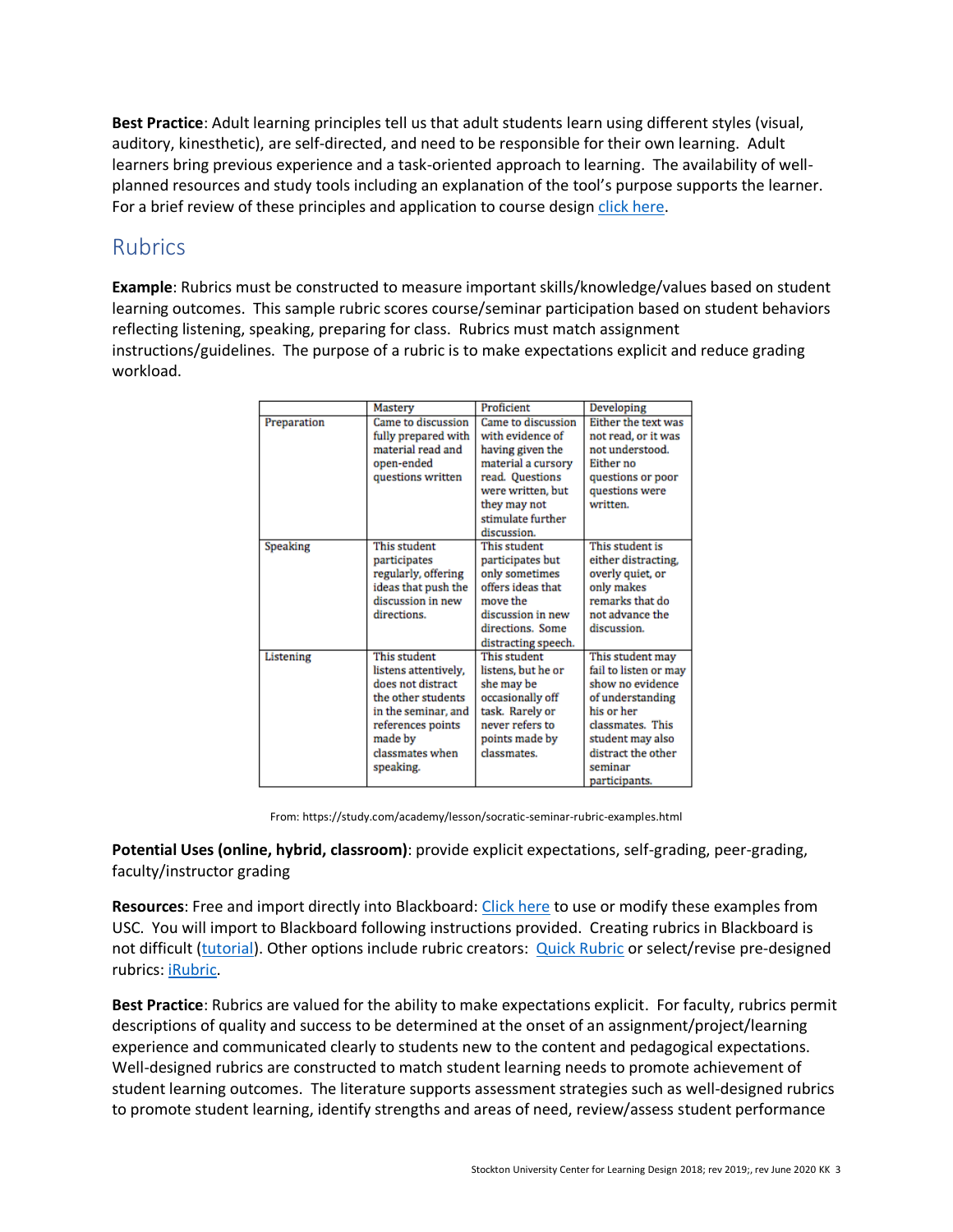**Best Practice**: Adult learning principles tell us that adult students learn using different styles (visual, auditory, kinesthetic), are self-directed, and need to be responsible for their own learning. Adult learners bring previous experience and a task-oriented approach to learning. The availability of well-planned resources and study tools including an explanation of the tool's purpose supports the learner. For a brief review of these principles and application to course design [click here](#).

## Rubrics

**Example**: Rubrics must be constructed to measure important skills/knowledge/values based on student learning outcomes. This sample rubric scores course/seminar participation based on student behaviors reflecting listening, speaking, preparing for class. Rubrics must match assignment instructions/guidelines. The purpose of a rubric is to make expectations explicit and reduce grading workload.

| | Mastery | Proficient | Developing |
|---|---|---|---|
| Preparation | Came to discussion fully prepared with material read and open-ended questions written | Came to discussion with evidence of having given the material a cursory read. Questions were written, but they may not stimulate further discussion. | Either the text was not read, or it was not understood. Either no questions or poor questions were written. |
| Speaking | This student participates regularly, offering ideas that push the discussion in new directions. | This student participates but only sometimes offers ideas that move the discussion in new directions. Some distracting speech. | This student is either distracting, overly quiet, or only makes remarks that do not advance the discussion. |
| Listening | This student listens attentively, does not distract the other students in the seminar, and references points made by classmates when speaking. | This student listens, but he or she may be occasionally off task. Rarely or never refers to points made by classmates. | This student may fail to listen or may show no evidence of understanding his or her classmates. This student may also distract the other seminar participants. |

From: https://study.com/academy/lesson/socratic-seminar-rubric-examples.html

**Potential Uses (online, hybrid, classroom)**: provide explicit expectations, self-grading, peer-grading, faculty/instructor grading

**Resources**: Free and import directly into Blackboard: [Click here](#) to use or modify these examples from USC. You will import to Blackboard following instructions provided. Creating rubrics in Blackboard is not difficult ([tutorial](#)). Other options include rubric creators: [Quick Rubric](#) or select/revise pre-designed rubrics: [iRubric](#).

**Best Practice**: Rubrics are valued for the ability to make expectations explicit. For faculty, rubrics permit descriptions of quality and success to be determined at the onset of an assignment/project/learning experience and communicated clearly to students new to the content and pedagogical expectations. Well-designed rubrics are constructed to match student learning needs to promote achievement of student learning outcomes. The literature supports assessment strategies such as well-designed rubrics to promote student learning, identify strengths and areas of need, review/assess student performance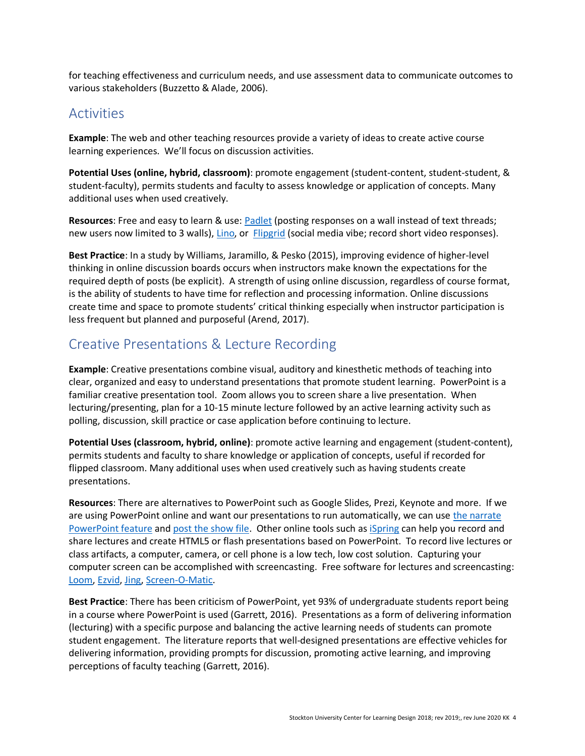for teaching effectiveness and curriculum needs, and use assessment data to communicate outcomes to various stakeholders (Buzzetto & Alade, 2006).

## Activities

**Example**: The web and other teaching resources provide a variety of ideas to create active course learning experiences. We'll focus on discussion activities.

**Potential Uses (online, hybrid, classroom)**: promote engagement (student-content, student-student, & student-faculty), permits students and faculty to assess knowledge or application of concepts. Many additional uses when used creatively.

**Resources**: Free and easy to learn & use: Padlet (posting responses on a wall instead of text threads; new users now limited to 3 walls), Lino, or Flipgrid (social media vibe; record short video responses).

**Best Practice**: In a study by Williams, Jaramillo, & Pesko (2015), improving evidence of higher-level thinking in online discussion boards occurs when instructors make known the expectations for the required depth of posts (be explicit). A strength of using online discussion, regardless of course format, is the ability of students to have time for reflection and processing information. Online discussions create time and space to promote students' critical thinking especially when instructor participation is less frequent but planned and purposeful (Arend, 2017).

## Creative Presentations & Lecture Recording

**Example**: Creative presentations combine visual, auditory and kinesthetic methods of teaching into clear, organized and easy to understand presentations that promote student learning. PowerPoint is a familiar creative presentation tool. Zoom allows you to screen share a live presentation. When lecturing/presenting, plan for a 10-15 minute lecture followed by an active learning activity such as polling, discussion, skill practice or case application before continuing to lecture.

**Potential Uses (classroom, hybrid, online)**: promote active learning and engagement (student-content), permits students and faculty to share knowledge or application of concepts, useful if recorded for flipped classroom. Many additional uses when used creatively such as having students create presentations.

**Resources**: There are alternatives to PowerPoint such as Google Slides, Prezi, Keynote and more. If we are using PowerPoint online and want our presentations to run automatically, we can use the narrate PowerPoint feature and post the show file. Other online tools such as iSpring can help you record and share lectures and create HTML5 or flash presentations based on PowerPoint. To record live lectures or class artifacts, a computer, camera, or cell phone is a low tech, low cost solution. Capturing your computer screen can be accomplished with screencasting. Free software for lectures and screencasting: Loom, Ezvid, Jing, Screen-O-Matic.

**Best Practice**: There has been criticism of PowerPoint, yet 93% of undergraduate students report being in a course where PowerPoint is used (Garrett, 2016). Presentations as a form of delivering information (lecturing) with a specific purpose and balancing the active learning needs of students can promote student engagement. The literature reports that well-designed presentations are effective vehicles for delivering information, providing prompts for discussion, promoting active learning, and improving perceptions of faculty teaching (Garrett, 2016).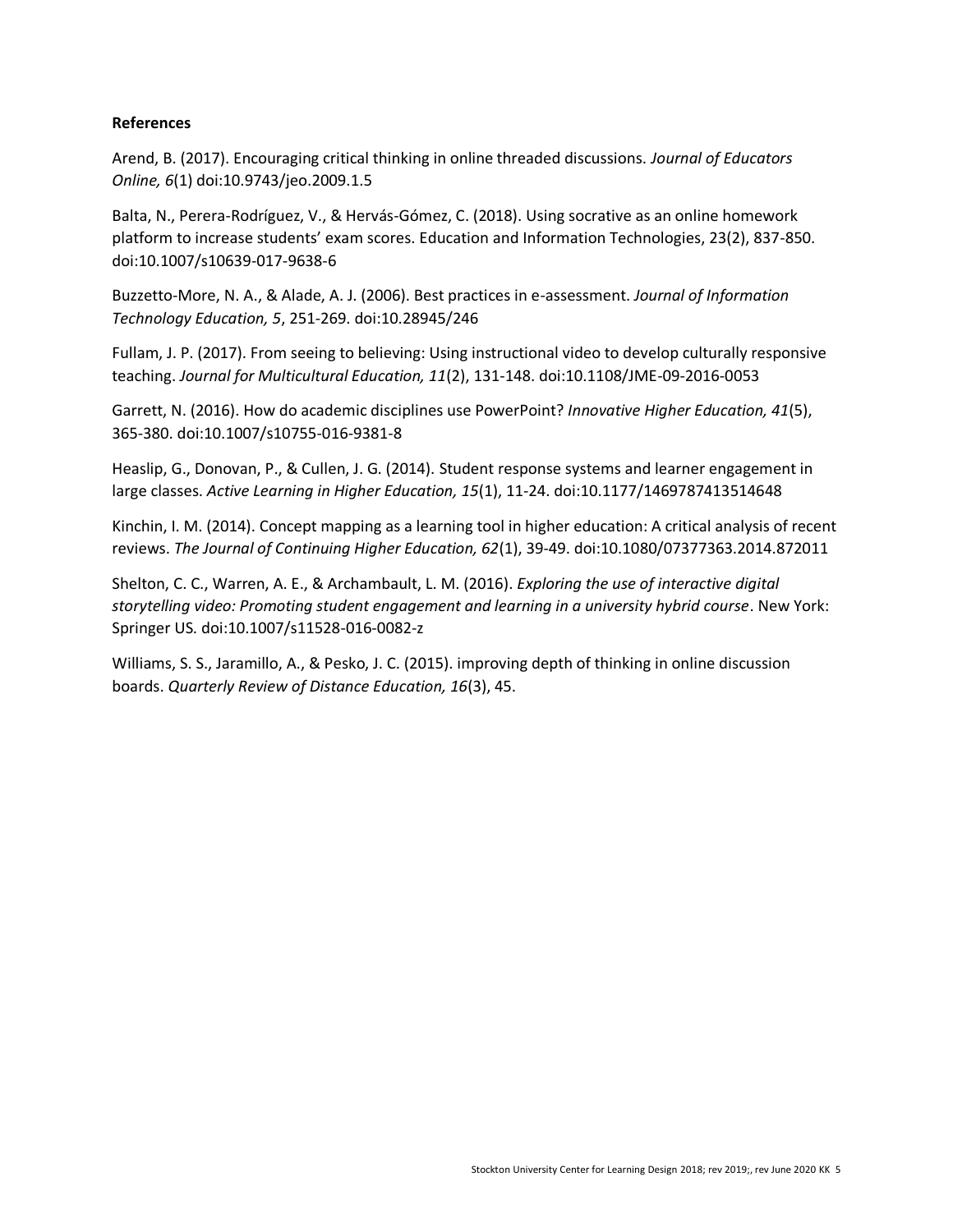**References**

Arend, B. (2017). Encouraging critical thinking in online threaded discussions. *Journal of Educators Online, 6*(1) doi:10.9743/jeo.2009.1.5

Balta, N., Perera-Rodríguez, V., & Hervás-Gómez, C. (2018). Using socrative as an online homework platform to increase students' exam scores. Education and Information Technologies, 23(2), 837-850. doi:10.1007/s10639-017-9638-6

Buzzetto-More, N. A., & Alade, A. J. (2006). Best practices in e-assessment. *Journal of Information Technology Education, 5*, 251-269. doi:10.28945/246

Fullam, J. P. (2017). From seeing to believing: Using instructional video to develop culturally responsive teaching. *Journal for Multicultural Education, 11*(2), 131-148. doi:10.1108/JME-09-2016-0053

Garrett, N. (2016). How do academic disciplines use PowerPoint? *Innovative Higher Education, 41*(5), 365-380. doi:10.1007/s10755-016-9381-8

Heaslip, G., Donovan, P., & Cullen, J. G. (2014). Student response systems and learner engagement in large classes. *Active Learning in Higher Education, 15*(1), 11-24. doi:10.1177/1469787413514648

Kinchin, I. M. (2014). Concept mapping as a learning tool in higher education: A critical analysis of recent reviews. *The Journal of Continuing Higher Education, 62*(1), 39-49. doi:10.1080/07377363.2014.872011

Shelton, C. C., Warren, A. E., & Archambault, L. M. (2016). *Exploring the use of interactive digital storytelling video: Promoting student engagement and learning in a university hybrid course*. New York: Springer US. doi:10.1007/s11528-016-0082-z

Williams, S. S., Jaramillo, A., & Pesko, J. C. (2015). improving depth of thinking in online discussion boards. *Quarterly Review of Distance Education, 16*(3), 45.